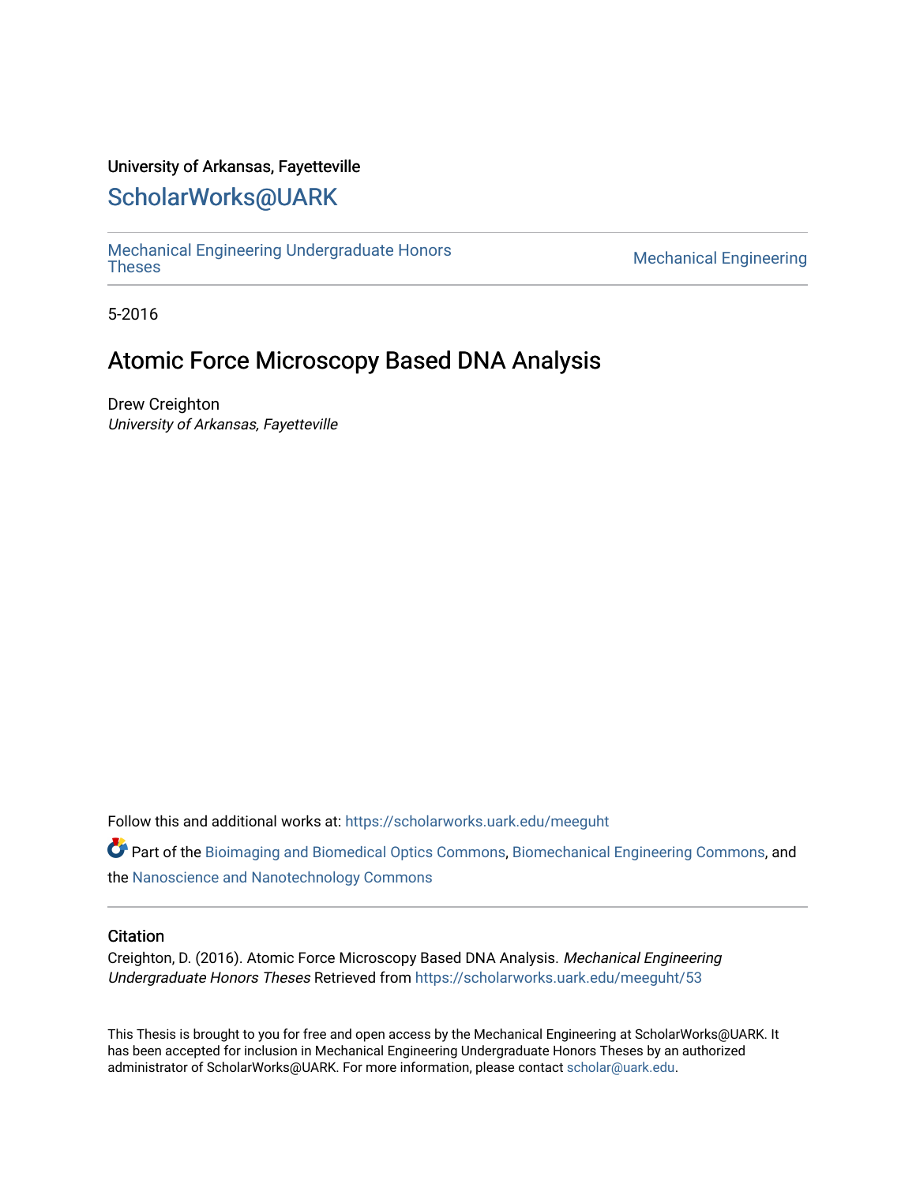University of Arkansas, Fayetteville

## ScholarWorks@UARK

Mechanical Engineering Undergraduate Honors Theses

Mechanical Engineering

5-2016

# Atomic Force Microscopy Based DNA Analysis

Drew Creighton
*University of Arkansas, Fayetteville*

Follow this and additional works at: https://scholarworks.uark.edu/meeguht

Part of the Bioimaging and Biomedical Optics Commons, Biomechanical Engineering Commons, and the Nanoscience and Nanotechnology Commons

### Citation

Creighton, D. (2016). Atomic Force Microscopy Based DNA Analysis. *Mechanical Engineering Undergraduate Honors Theses* Retrieved from https://scholarworks.uark.edu/meeguht/53

This Thesis is brought to you for free and open access by the Mechanical Engineering at ScholarWorks@UARK. It has been accepted for inclusion in Mechanical Engineering Undergraduate Honors Theses by an authorized administrator of ScholarWorks@UARK. For more information, please contact scholar@uark.edu.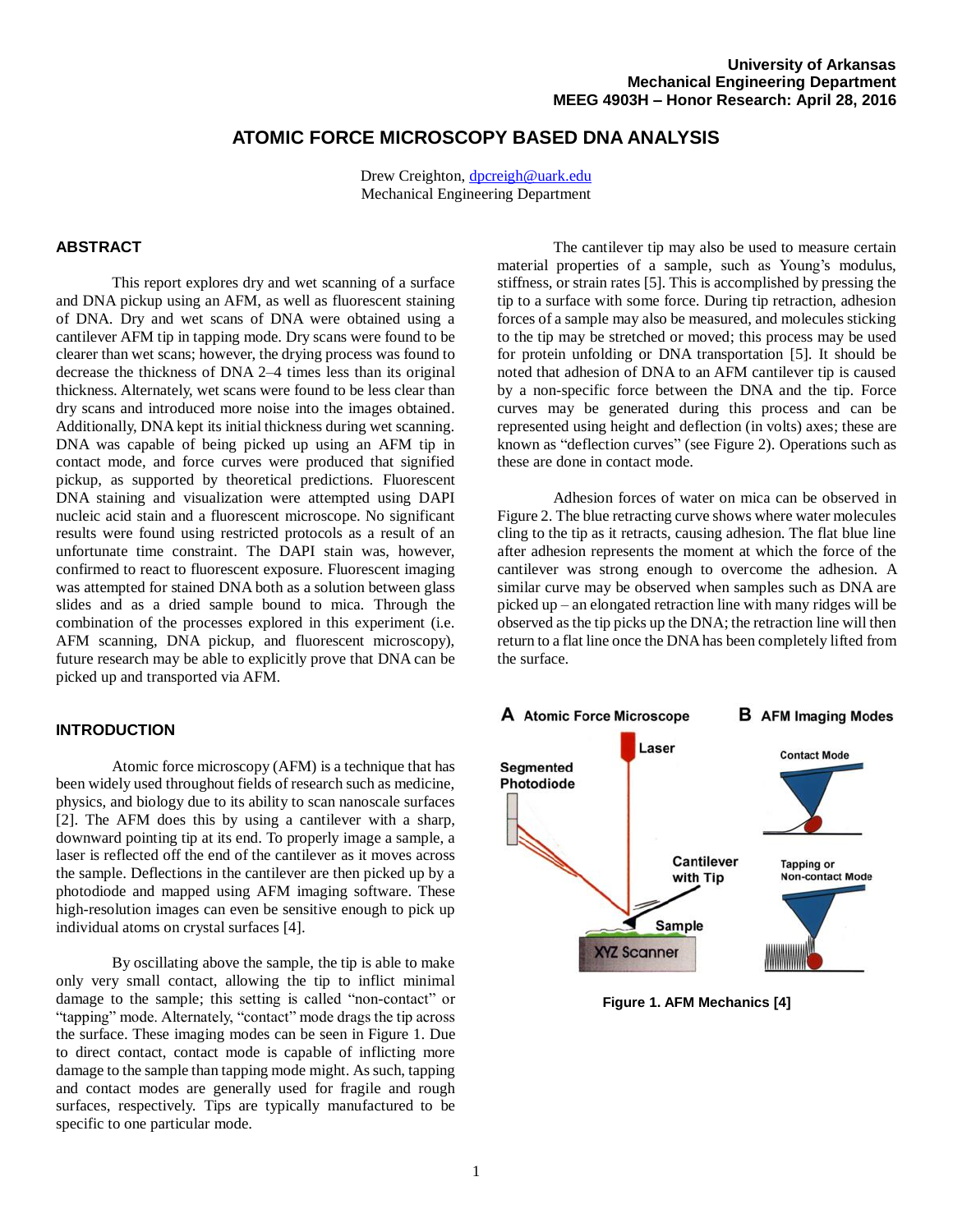# ATOMIC FORCE MICROSCOPY BASED DNA ANALYSIS

Drew Creighton, dpcreigh@uark.edu
Mechanical Engineering Department

## ABSTRACT

This report explores dry and wet scanning of a surface and DNA pickup using an AFM, as well as fluorescent staining of DNA. Dry and wet scans of DNA were obtained using a cantilever AFM tip in tapping mode. Dry scans were found to be clearer than wet scans; however, the drying process was found to decrease the thickness of DNA 2–4 times less than its original thickness. Alternately, wet scans were found to be less clear than dry scans and introduced more noise into the images obtained. Additionally, DNA kept its initial thickness during wet scanning. DNA was capable of being picked up using an AFM tip in contact mode, and force curves were produced that signified pickup, as supported by theoretical predictions. Fluorescent DNA staining and visualization were attempted using DAPI nucleic acid stain and a fluorescent microscope. No significant results were found using restricted protocols as a result of an unfortunate time constraint. The DAPI stain was, however, confirmed to react to fluorescent exposure. Fluorescent imaging was attempted for stained DNA both as a solution between glass slides and as a dried sample bound to mica. Through the combination of the processes explored in this experiment (i.e. AFM scanning, DNA pickup, and fluorescent microscopy), future research may be able to explicitly prove that DNA can be picked up and transported via AFM.

## INTRODUCTION

Atomic force microscopy (AFM) is a technique that has been widely used throughout fields of research such as medicine, physics, and biology due to its ability to scan nanoscale surfaces [2]. The AFM does this by using a cantilever with a sharp, downward pointing tip at its end. To properly image a sample, a laser is reflected off the end of the cantilever as it moves across the sample. Deflections in the cantilever are then picked up by a photodiode and mapped using AFM imaging software. These high-resolution images can even be sensitive enough to pick up individual atoms on crystal surfaces [4].

By oscillating above the sample, the tip is able to make only very small contact, allowing the tip to inflict minimal damage to the sample; this setting is called "non-contact" or "tapping" mode. Alternately, "contact" mode drags the tip across the surface. These imaging modes can be seen in Figure 1. Due to direct contact, contact mode is capable of inflicting more damage to the sample than tapping mode might. As such, tapping and contact modes are generally used for fragile and rough surfaces, respectively. Tips are typically manufactured to be specific to one particular mode.

The cantilever tip may also be used to measure certain material properties of a sample, such as Young's modulus, stiffness, or strain rates [5]. This is accomplished by pressing the tip to a surface with some force. During tip retraction, adhesion forces of a sample may also be measured, and molecules sticking to the tip may be stretched or moved; this process may be used for protein unfolding or DNA transportation [5]. It should be noted that adhesion of DNA to an AFM cantilever tip is caused by a non-specific force between the DNA and the tip. Force curves may be generated during this process and can be represented using height and deflection (in volts) axes; these are known as "deflection curves" (see Figure 2). Operations such as these are done in contact mode.

Adhesion forces of water on mica can be observed in Figure 2. The blue retracting curve shows where water molecules cling to the tip as it retracts, causing adhesion. The flat blue line after adhesion represents the moment at which the force of the cantilever was strong enough to overcome the adhesion. A similar curve may be observed when samples such as DNA are picked up – an elongated retraction line with many ridges will be observed as the tip picks up the DNA; the retraction line will then return to a flat line once the DNA has been completely lifted from the surface.

**Figure 1. AFM Mechanics [4]**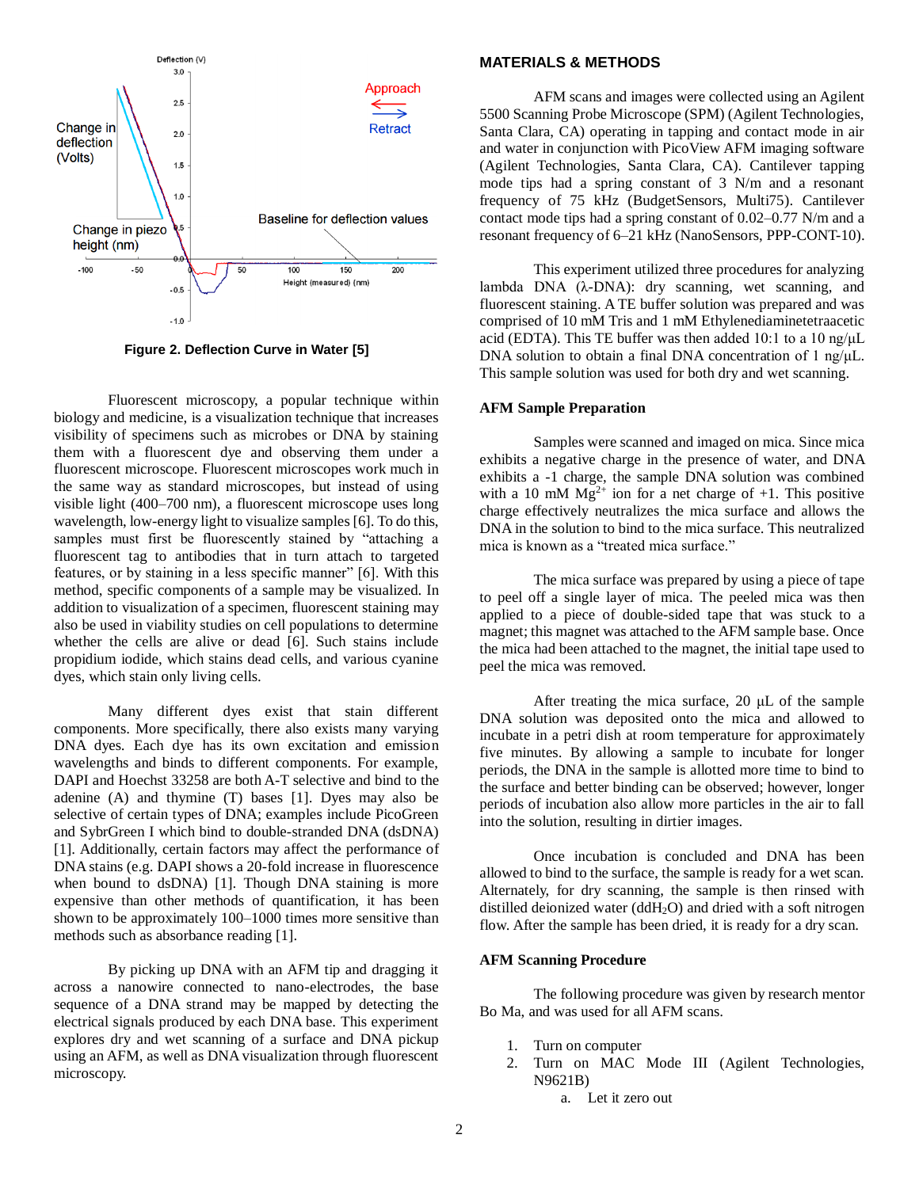Figure 2. Deflection Curve in Water [5]

Fluorescent microscopy, a popular technique within biology and medicine, is a visualization technique that increases visibility of specimens such as microbes or DNA by staining them with a fluorescent dye and observing them under a fluorescent microscope. Fluorescent microscopes work much in the same way as standard microscopes, but instead of using visible light (400–700 nm), a fluorescent microscope uses long wavelength, low-energy light to visualize samples [6]. To do this, samples must first be fluorescently stained by "attaching a fluorescent tag to antibodies that in turn attach to targeted features, or by staining in a less specific manner" [6]. With this method, specific components of a sample may be visualized. In addition to visualization of a specimen, fluorescent staining may also be used in viability studies on cell populations to determine whether the cells are alive or dead [6]. Such stains include propidium iodide, which stains dead cells, and various cyanine dyes, which stain only living cells.

Many different dyes exist that stain different components. More specifically, there also exists many varying DNA dyes. Each dye has its own excitation and emission wavelengths and binds to different components. For example, DAPI and Hoechst 33258 are both A-T selective and bind to the adenine (A) and thymine (T) bases [1]. Dyes may also be selective of certain types of DNA; examples include PicoGreen and SybrGreen I which bind to double-stranded DNA (dsDNA) [1]. Additionally, certain factors may affect the performance of DNA stains (e.g. DAPI shows a 20-fold increase in fluorescence when bound to dsDNA) [1]. Though DNA staining is more expensive than other methods of quantification, it has been shown to be approximately 100–1000 times more sensitive than methods such as absorbance reading [1].

By picking up DNA with an AFM tip and dragging it across a nanowire connected to nano-electrodes, the base sequence of a DNA strand may be mapped by detecting the electrical signals produced by each DNA base. This experiment explores dry and wet scanning of a surface and DNA pickup using an AFM, as well as DNA visualization through fluorescent microscopy.

## MATERIALS & METHODS

AFM scans and images were collected using an Agilent 5500 Scanning Probe Microscope (SPM) (Agilent Technologies, Santa Clara, CA) operating in tapping and contact mode in air and water in conjunction with PicoView AFM imaging software (Agilent Technologies, Santa Clara, CA). Cantilever tapping mode tips had a spring constant of 3 N/m and a resonant frequency of 75 kHz (BudgetSensors, Multi75). Cantilever contact mode tips had a spring constant of 0.02–0.77 N/m and a resonant frequency of 6–21 kHz (NanoSensors, PPP-CONT-10).

This experiment utilized three procedures for analyzing lambda DNA (λ-DNA): dry scanning, wet scanning, and fluorescent staining. A TE buffer solution was prepared and was comprised of 10 mM Tris and 1 mM Ethylenediaminetetraacetic acid (EDTA). This TE buffer was then added 10:1 to a 10 ng/μL DNA solution to obtain a final DNA concentration of 1 ng/μL. This sample solution was used for both dry and wet scanning.

### AFM Sample Preparation

Samples were scanned and imaged on mica. Since mica exhibits a negative charge in the presence of water, and DNA exhibits a -1 charge, the sample DNA solution was combined with a 10 mM $Mg^{2+}$ ion for a net charge of +1. This positive charge effectively neutralizes the mica surface and allows the DNA in the solution to bind to the mica surface. This neutralized mica is known as a "treated mica surface."

The mica surface was prepared by using a piece of tape to peel off a single layer of mica. The peeled mica was then applied to a piece of double-sided tape that was stuck to a magnet; this magnet was attached to the AFM sample base. Once the mica had been attached to the magnet, the initial tape used to peel the mica was removed.

After treating the mica surface, 20 μL of the sample DNA solution was deposited onto the mica and allowed to incubate in a petri dish at room temperature for approximately five minutes. By allowing a sample to incubate for longer periods, the DNA in the sample is allotted more time to bind to the surface and better binding can be observed; however, longer periods of incubation also allow more particles in the air to fall into the solution, resulting in dirtier images.

Once incubation is concluded and DNA has been allowed to bind to the surface, the sample is ready for a wet scan. Alternately, for dry scanning, the sample is then rinsed with distilled deionized water ($ddH_2O$) and dried with a soft nitrogen flow. After the sample has been dried, it is ready for a dry scan.

### AFM Scanning Procedure

The following procedure was given by research mentor Bo Ma, and was used for all AFM scans.

1. Turn on computer
2. Turn on MAC Mode III (Agilent Technologies, N9621B)
   a. Let it zero out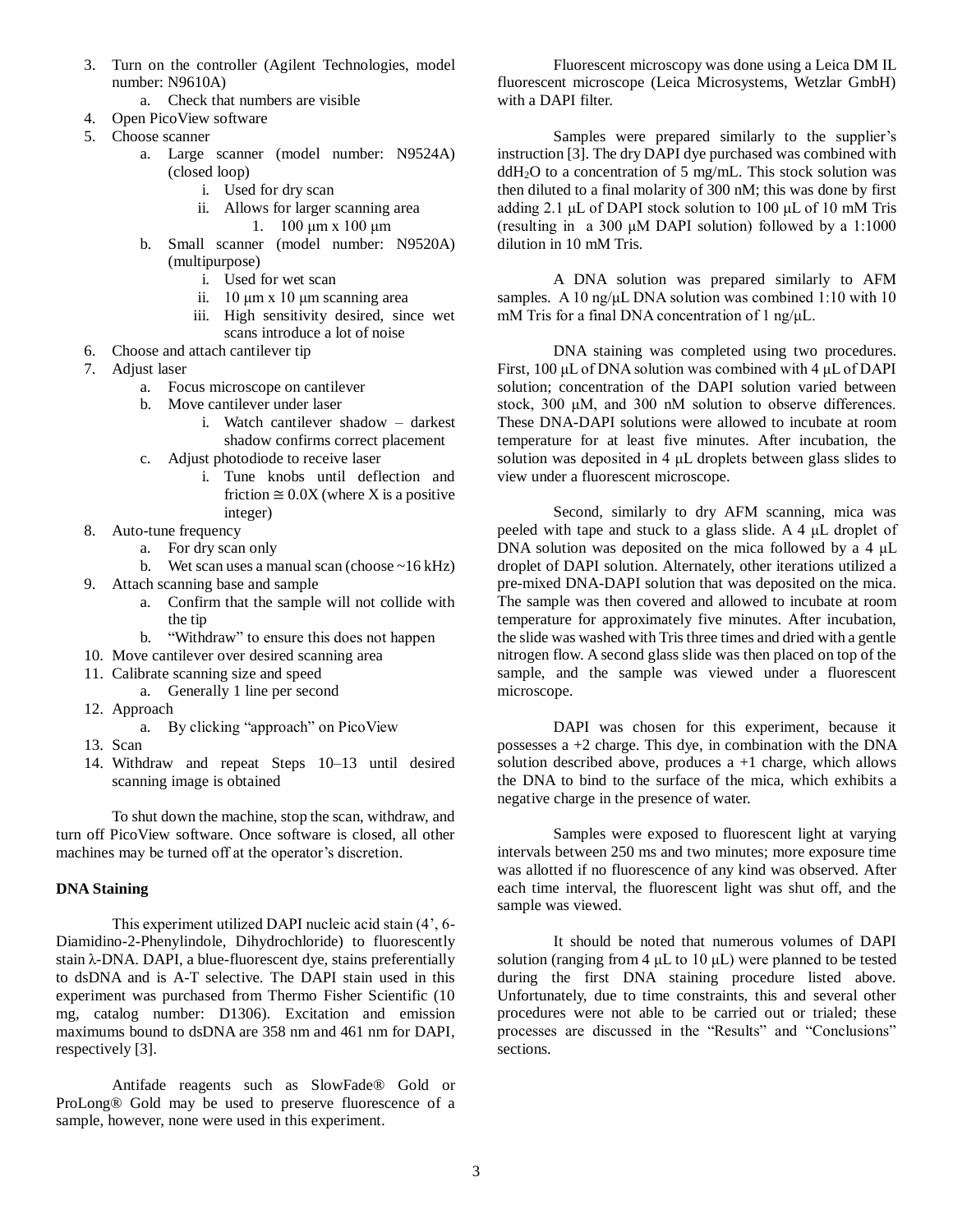3. Turn on the controller (Agilent Technologies, model number: N9610A)
    a. Check that numbers are visible
4. Open PicoView software
5. Choose scanner
    a. Large scanner (model number: N9524A) (closed loop)
        i. Used for dry scan
        ii. Allows for larger scanning area
            1. 100 μm x 100 μm
    b. Small scanner (model number: N9520A) (multipurpose)
        i. Used for wet scan
        ii. 10 μm x 10 μm scanning area
        iii. High sensitivity desired, since wet scans introduce a lot of noise
6. Choose and attach cantilever tip
7. Adjust laser
    a. Focus microscope on cantilever
    b. Move cantilever under laser
        i. Watch cantilever shadow – darkest shadow confirms correct placement
    c. Adjust photodiode to receive laser
        i. Tune knobs until deflection and friction ≅ 0.0X (where X is a positive integer)
8. Auto-tune frequency
    a. For dry scan only
    b. Wet scan uses a manual scan (choose ~16 kHz)
9. Attach scanning base and sample
    a. Confirm that the sample will not collide with the tip
    b. "Withdraw" to ensure this does not happen
10. Move cantilever over desired scanning area
11. Calibrate scanning size and speed
    a. Generally 1 line per second
12. Approach
    a. By clicking "approach" on PicoView
13. Scan
14. Withdraw and repeat Steps 10–13 until desired scanning image is obtained

To shut down the machine, stop the scan, withdraw, and turn off PicoView software. Once software is closed, all other machines may be turned off at the operator's discretion.

**DNA Staining**

This experiment utilized DAPI nucleic acid stain (4', 6-Diamidino-2-Phenylindole, Dihydrochloride) to fluorescently stain λ-DNA. DAPI, a blue-fluorescent dye, stains preferentially to dsDNA and is A-T selective. The DAPI stain used in this experiment was purchased from Thermo Fisher Scientific (10 mg, catalog number: D1306). Excitation and emission maximums bound to dsDNA are 358 nm and 461 nm for DAPI, respectively [3].

Antifade reagents such as SlowFade® Gold or ProLong® Gold may be used to preserve fluorescence of a sample, however, none were used in this experiment.

Fluorescent microscopy was done using a Leica DM IL fluorescent microscope (Leica Microsystems, Wetzlar GmbH) with a DAPI filter.

Samples were prepared similarly to the supplier's instruction [3]. The dry DAPI dye purchased was combined with dd$H_2O$ to a concentration of 5 mg/mL. This stock solution was then diluted to a final molarity of 300 nM; this was done by first adding 2.1 μL of DAPI stock solution to 100 μL of 10 mM Tris (resulting in a 300 μM DAPI solution) followed by a 1:1000 dilution in 10 mM Tris.

A DNA solution was prepared similarly to AFM samples. A 10 ng/μL DNA solution was combined 1:10 with 10 mM Tris for a final DNA concentration of 1 ng/μL.

DNA staining was completed using two procedures. First, 100 μL of DNA solution was combined with 4 μL of DAPI solution; concentration of the DAPI solution varied between stock, 300 μM, and 300 nM solution to observe differences. These DNA-DAPI solutions were allowed to incubate at room temperature for at least five minutes. After incubation, the solution was deposited in 4 μL droplets between glass slides to view under a fluorescent microscope.

Second, similarly to dry AFM scanning, mica was peeled with tape and stuck to a glass slide. A 4 μL droplet of DNA solution was deposited on the mica followed by a 4 μL droplet of DAPI solution. Alternately, other iterations utilized a pre-mixed DNA-DAPI solution that was deposited on the mica. The sample was then covered and allowed to incubate at room temperature for approximately five minutes. After incubation, the slide was washed with Tris three times and dried with a gentle nitrogen flow. A second glass slide was then placed on top of the sample, and the sample was viewed under a fluorescent microscope.

DAPI was chosen for this experiment, because it possesses a +2 charge. This dye, in combination with the DNA solution described above, produces a +1 charge, which allows the DNA to bind to the surface of the mica, which exhibits a negative charge in the presence of water.

Samples were exposed to fluorescent light at varying intervals between 250 ms and two minutes; more exposure time was allotted if no fluorescence of any kind was observed. After each time interval, the fluorescent light was shut off, and the sample was viewed.

It should be noted that numerous volumes of DAPI solution (ranging from 4 μL to 10 μL) were planned to be tested during the first DNA staining procedure listed above. Unfortunately, due to time constraints, this and several other procedures were not able to be carried out or trialed; these processes are discussed in the "Results" and "Conclusions" sections.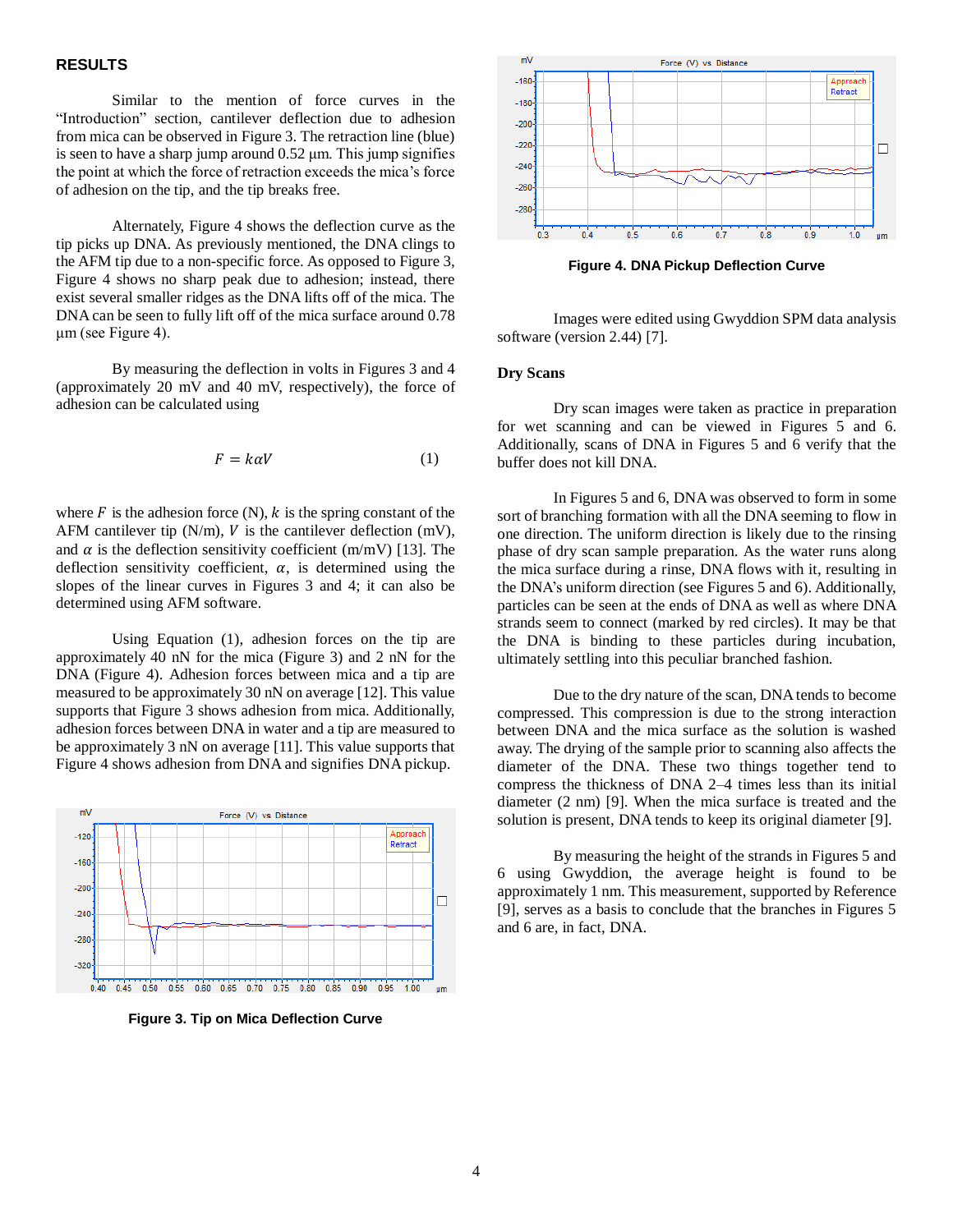## RESULTS

Similar to the mention of force curves in the "Introduction" section, cantilever deflection due to adhesion from mica can be observed in Figure 3. The retraction line (blue) is seen to have a sharp jump around 0.52 µm. This jump signifies the point at which the force of retraction exceeds the mica's force of adhesion on the tip, and the tip breaks free.

Alternately, Figure 4 shows the deflection curve as the tip picks up DNA. As previously mentioned, the DNA clings to the AFM tip due to a non-specific force. As opposed to Figure 3, Figure 4 shows no sharp peak due to adhesion; instead, there exist several smaller ridges as the DNA lifts off of the mica. The DNA can be seen to fully lift off of the mica surface around 0.78 µm (see Figure 4).

By measuring the deflection in volts in Figures 3 and 4 (approximately 20 mV and 40 mV, respectively), the force of adhesion can be calculated using

$$F = k\alpha V \tag{1}$$

where $F$ is the adhesion force (N), $k$ is the spring constant of the AFM cantilever tip (N/m), $V$ is the cantilever deflection (mV), and $\alpha$ is the deflection sensitivity coefficient (m/mV) [13]. The deflection sensitivity coefficient, $\alpha$, is determined using the slopes of the linear curves in Figures 3 and 4; it can also be determined using AFM software.

Using Equation (1), adhesion forces on the tip are approximately 40 nN for the mica (Figure 3) and 2 nN for the DNA (Figure 4). Adhesion forces between mica and a tip are measured to be approximately 30 nN on average [12]. This value supports that Figure 3 shows adhesion from mica. Additionally, adhesion forces between DNA in water and a tip are measured to be approximately 3 nN on average [11]. This value supports that Figure 4 shows adhesion from DNA and signifies DNA pickup.

**Figure 3. Tip on Mica Deflection Curve**

**Figure 4. DNA Pickup Deflection Curve**

Images were edited using Gwyddion SPM data analysis software (version 2.44) [7].

### Dry Scans

Dry scan images were taken as practice in preparation for wet scanning and can be viewed in Figures 5 and 6. Additionally, scans of DNA in Figures 5 and 6 verify that the buffer does not kill DNA.

In Figures 5 and 6, DNA was observed to form in some sort of branching formation with all the DNA seeming to flow in one direction. The uniform direction is likely due to the rinsing phase of dry scan sample preparation. As the water runs along the mica surface during a rinse, DNA flows with it, resulting in the DNA's uniform direction (see Figures 5 and 6). Additionally, particles can be seen at the ends of DNA as well as where DNA strands seem to connect (marked by red circles). It may be that the DNA is binding to these particles during incubation, ultimately settling into this peculiar branched fashion.

Due to the dry nature of the scan, DNA tends to become compressed. This compression is due to the strong interaction between DNA and the mica surface as the solution is washed away. The drying of the sample prior to scanning also affects the diameter of the DNA. These two things together tend to compress the thickness of DNA 2–4 times less than its initial diameter (2 nm) [9]. When the mica surface is treated and the solution is present, DNA tends to keep its original diameter [9].

By measuring the height of the strands in Figures 5 and 6 using Gwyddion, the average height is found to be approximately 1 nm. This measurement, supported by Reference [9], serves as a basis to conclude that the branches in Figures 5 and 6 are, in fact, DNA.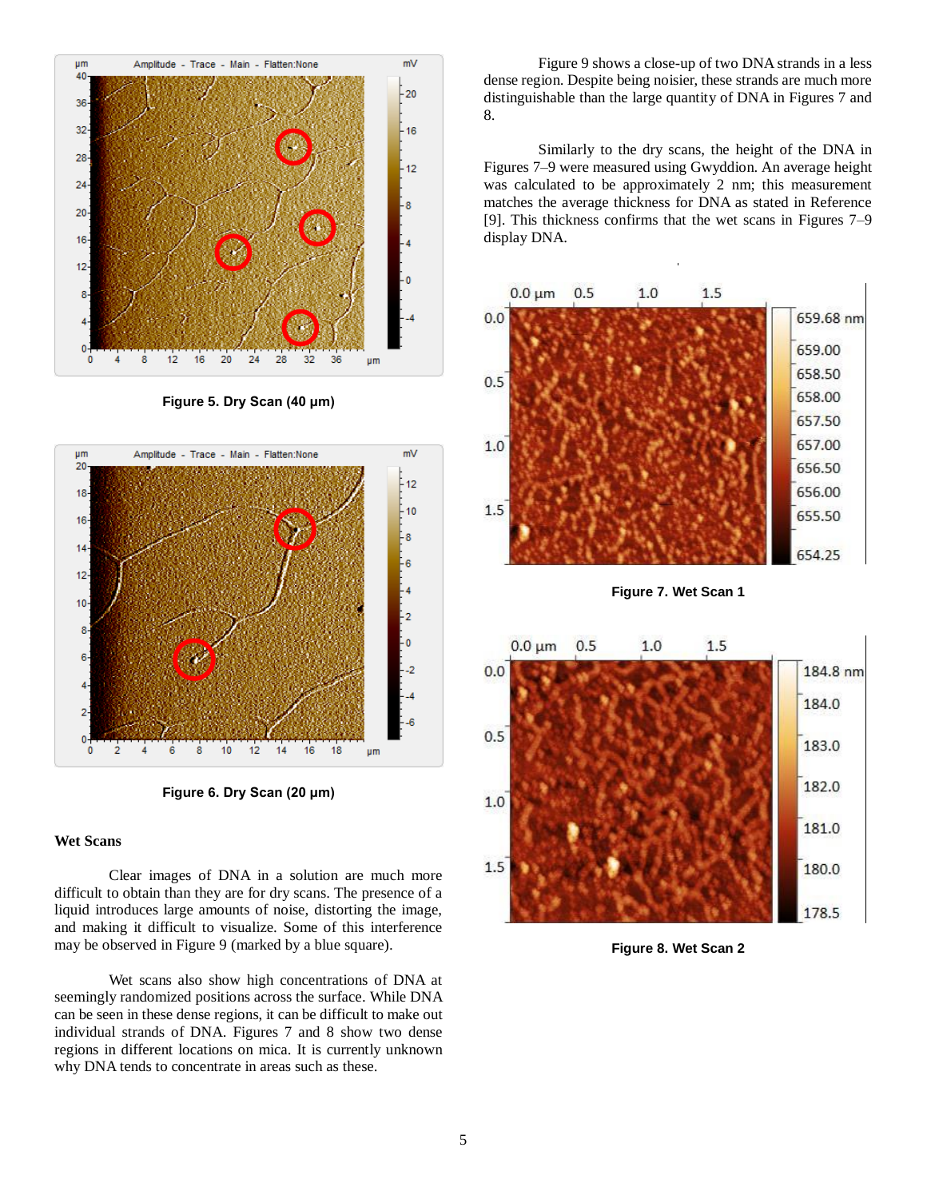Figure 5. Dry Scan (40 μm)

Figure 6. Dry Scan (20 μm)

### Wet Scans

Clear images of DNA in a solution are much more difficult to obtain than they are for dry scans. The presence of a liquid introduces large amounts of noise, distorting the image, and making it difficult to visualize. Some of this interference may be observed in Figure 9 (marked by a blue square).

Wet scans also show high concentrations of DNA at seemingly randomized positions across the surface. While DNA can be seen in these dense regions, it can be difficult to make out individual strands of DNA. Figures 7 and 8 show two dense regions in different locations on mica. It is currently unknown why DNA tends to concentrate in areas such as these.

Figure 9 shows a close-up of two DNA strands in a less dense region. Despite being noisier, these strands are much more distinguishable than the large quantity of DNA in Figures 7 and 8.

Similarly to the dry scans, the height of the DNA in Figures 7–9 were measured using Gwyddion. An average height was calculated to be approximately 2 nm; this measurement matches the average thickness for DNA as stated in Reference [9]. This thickness confirms that the wet scans in Figures 7–9 display DNA.

Figure 7. Wet Scan 1

Figure 8. Wet Scan 2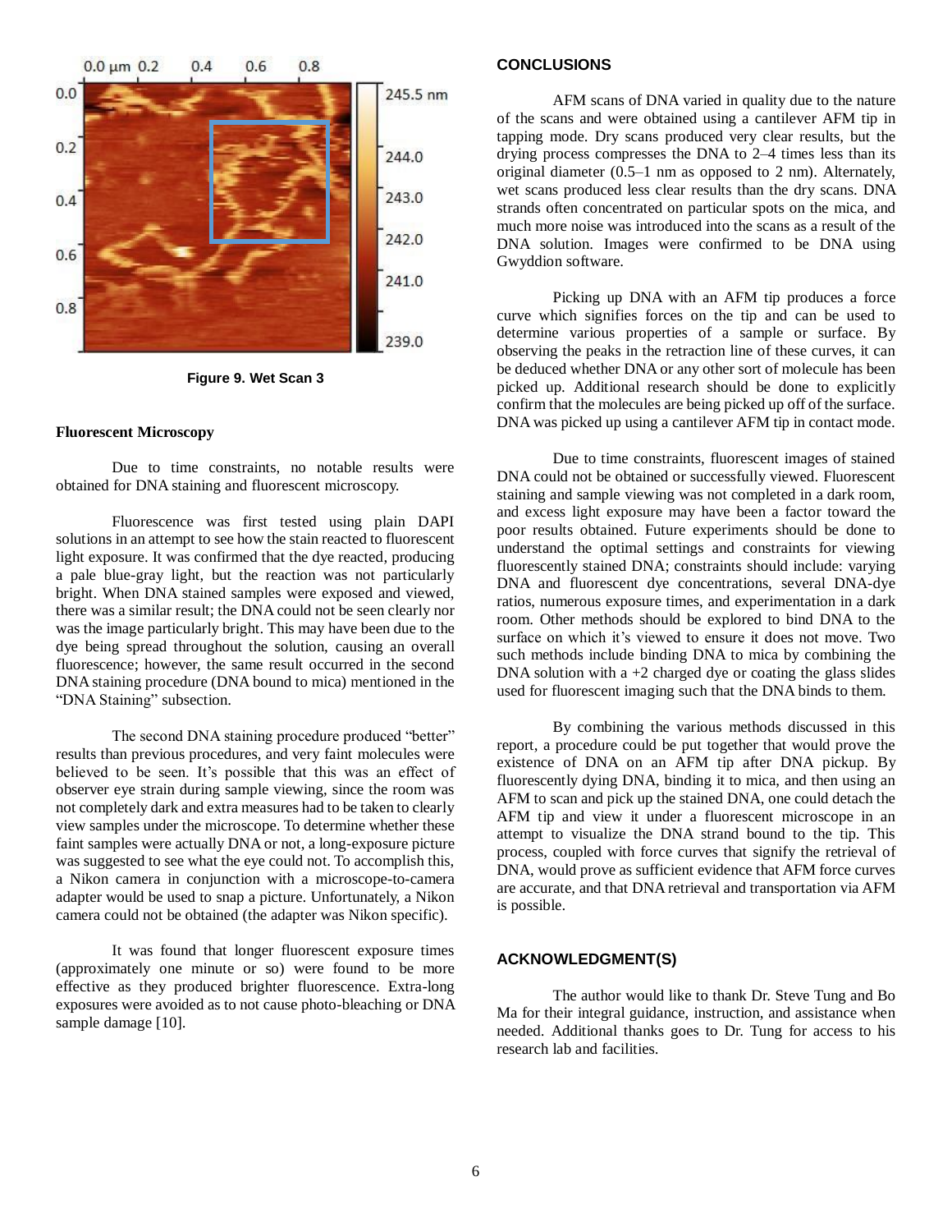Figure 9. Wet Scan 3

**Fluorescent Microscopy**

Due to time constraints, no notable results were obtained for DNA staining and fluorescent microscopy.

Fluorescence was first tested using plain DAPI solutions in an attempt to see how the stain reacted to fluorescent light exposure. It was confirmed that the dye reacted, producing a pale blue-gray light, but the reaction was not particularly bright. When DNA stained samples were exposed and viewed, there was a similar result; the DNA could not be seen clearly nor was the image particularly bright. This may have been due to the dye being spread throughout the solution, causing an overall fluorescence; however, the same result occurred in the second DNA staining procedure (DNA bound to mica) mentioned in the "DNA Staining" subsection.

The second DNA staining procedure produced "better" results than previous procedures, and very faint molecules were believed to be seen. It's possible that this was an effect of observer eye strain during sample viewing, since the room was not completely dark and extra measures had to be taken to clearly view samples under the microscope. To determine whether these faint samples were actually DNA or not, a long-exposure picture was suggested to see what the eye could not. To accomplish this, a Nikon camera in conjunction with a microscope-to-camera adapter would be used to snap a picture. Unfortunately, a Nikon camera could not be obtained (the adapter was Nikon specific).

It was found that longer fluorescent exposure times (approximately one minute or so) were found to be more effective as they produced brighter fluorescence. Extra-long exposures were avoided as to not cause photo-bleaching or DNA sample damage [10].

## CONCLUSIONS

AFM scans of DNA varied in quality due to the nature of the scans and were obtained using a cantilever AFM tip in tapping mode. Dry scans produced very clear results, but the drying process compresses the DNA to 2–4 times less than its original diameter (0.5–1 nm as opposed to 2 nm). Alternately, wet scans produced less clear results than the dry scans. DNA strands often concentrated on particular spots on the mica, and much more noise was introduced into the scans as a result of the DNA solution. Images were confirmed to be DNA using Gwyddion software.

Picking up DNA with an AFM tip produces a force curve which signifies forces on the tip and can be used to determine various properties of a sample or surface. By observing the peaks in the retraction line of these curves, it can be deduced whether DNA or any other sort of molecule has been picked up. Additional research should be done to explicitly confirm that the molecules are being picked up off of the surface. DNA was picked up using a cantilever AFM tip in contact mode.

Due to time constraints, fluorescent images of stained DNA could not be obtained or successfully viewed. Fluorescent staining and sample viewing was not completed in a dark room, and excess light exposure may have been a factor toward the poor results obtained. Future experiments should be done to understand the optimal settings and constraints for viewing fluorescently stained DNA; constraints should include: varying DNA and fluorescent dye concentrations, several DNA-dye ratios, numerous exposure times, and experimentation in a dark room. Other methods should be explored to bind DNA to the surface on which it's viewed to ensure it does not move. Two such methods include binding DNA to mica by combining the DNA solution with a +2 charged dye or coating the glass slides used for fluorescent imaging such that the DNA binds to them.

By combining the various methods discussed in this report, a procedure could be put together that would prove the existence of DNA on an AFM tip after DNA pickup. By fluorescently dying DNA, binding it to mica, and then using an AFM to scan and pick up the stained DNA, one could detach the AFM tip and view it under a fluorescent microscope in an attempt to visualize the DNA strand bound to the tip. This process, coupled with force curves that signify the retrieval of DNA, would prove as sufficient evidence that AFM force curves are accurate, and that DNA retrieval and transportation via AFM is possible.

## ACKNOWLEDGMENT(S)

The author would like to thank Dr. Steve Tung and Bo Ma for their integral guidance, instruction, and assistance when needed. Additional thanks goes to Dr. Tung for access to his research lab and facilities.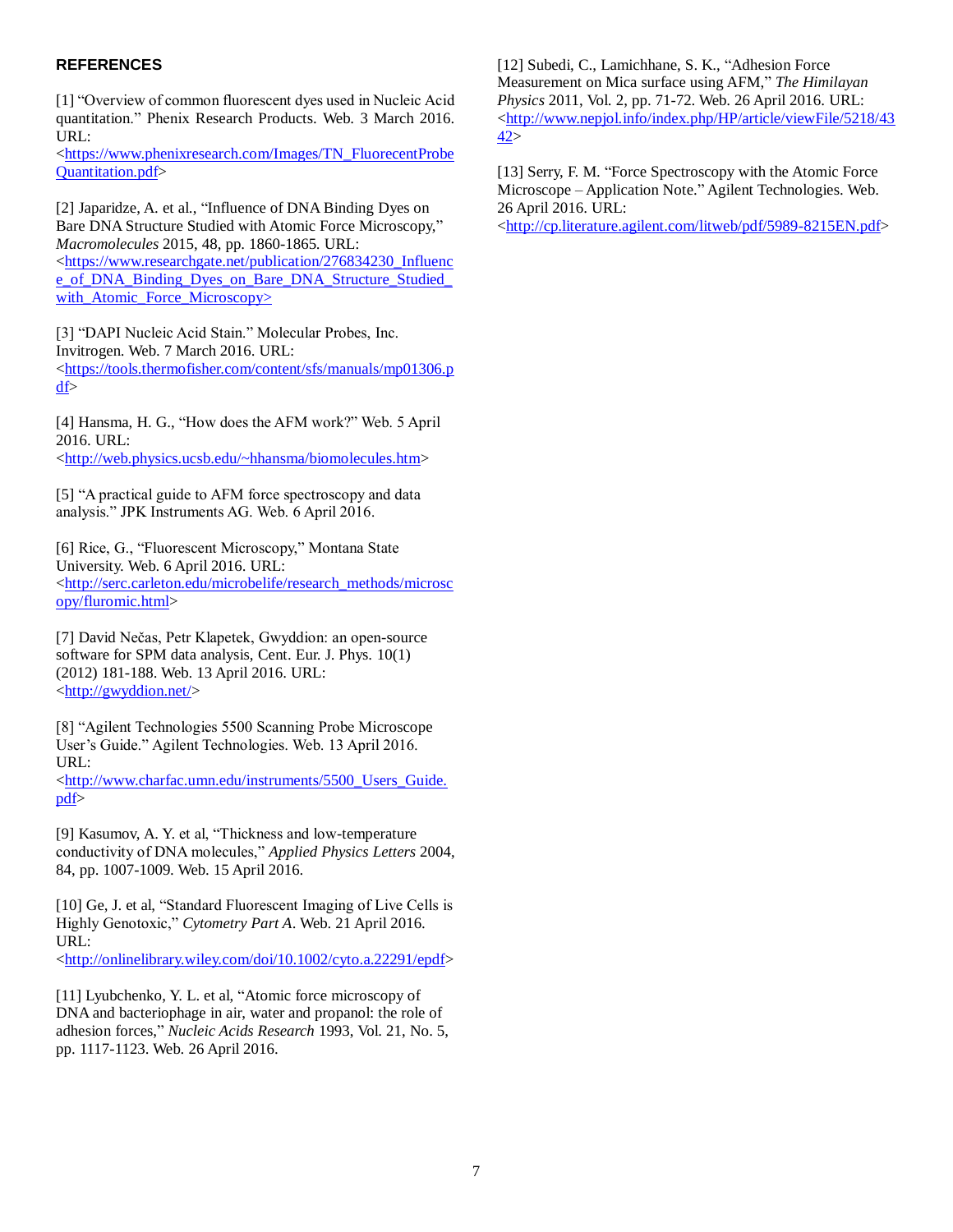## REFERENCES

[1] "Overview of common fluorescent dyes used in Nucleic Acid quantitation." Phenix Research Products. Web. 3 March 2016. URL: <https://www.phenixresearch.com/Images/TN_FluorecentProbeQuantitation.pdf>

[2] Japaridze, A. et al., "Influence of DNA Binding Dyes on Bare DNA Structure Studied with Atomic Force Microscopy," *Macromolecules* 2015, 48, pp. 1860-1865. URL: <https://www.researchgate.net/publication/276834230_Influence_of_DNA_Binding_Dyes_on_Bare_DNA_Structure_Studied_with_Atomic_Force_Microscopy>

[3] "DAPI Nucleic Acid Stain." Molecular Probes, Inc. Invitrogen. Web. 7 March 2016. URL: <https://tools.thermofisher.com/content/sfs/manuals/mp01306.pdf>

[4] Hansma, H. G., "How does the AFM work?" Web. 5 April 2016. URL: <http://web.physics.ucsb.edu/~hhansma/biomolecules.htm>

[5] "A practical guide to AFM force spectroscopy and data analysis." JPK Instruments AG. Web. 6 April 2016.

[6] Rice, G., "Fluorescent Microscopy," Montana State University. Web. 6 April 2016. URL: <http://serc.carleton.edu/microbelife/research_methods/microscopy/fluromic.html>

[7] David Nečas, Petr Klapetek, Gwyddion: an open-source software for SPM data analysis, Cent. Eur. J. Phys. 10(1) (2012) 181-188. Web. 13 April 2016. URL: <http://gwyddion.net/>

[8] "Agilent Technologies 5500 Scanning Probe Microscope User's Guide." Agilent Technologies. Web. 13 April 2016. URL: <http://www.charfac.umn.edu/instruments/5500_Users_Guide.pdf>

[9] Kasumov, A. Y. et al, "Thickness and low-temperature conductivity of DNA molecules," *Applied Physics Letters* 2004, 84, pp. 1007-1009. Web. 15 April 2016.

[10] Ge, J. et al, "Standard Fluorescent Imaging of Live Cells is Highly Genotoxic," *Cytometry Part A*. Web. 21 April 2016. URL: <http://onlinelibrary.wiley.com/doi/10.1002/cyto.a.22291/epdf>

[11] Lyubchenko, Y. L. et al, "Atomic force microscopy of DNA and bacteriophage in air, water and propanol: the role of adhesion forces," *Nucleic Acids Research* 1993, Vol. 21, No. 5, pp. 1117-1123. Web. 26 April 2016.

[12] Subedi, C., Lamichhane, S. K., "Adhesion Force Measurement on Mica surface using AFM," *The Himilayan Physics* 2011, Vol. 2, pp. 71-72. Web. 26 April 2016. URL: <http://www.nepjol.info/index.php/HP/article/viewFile/5218/4342>

[13] Serry, F. M. "Force Spectroscopy with the Atomic Force Microscope – Application Note." Agilent Technologies. Web. 26 April 2016. URL: <http://cp.literature.agilent.com/litweb/pdf/5989-8215EN.pdf>